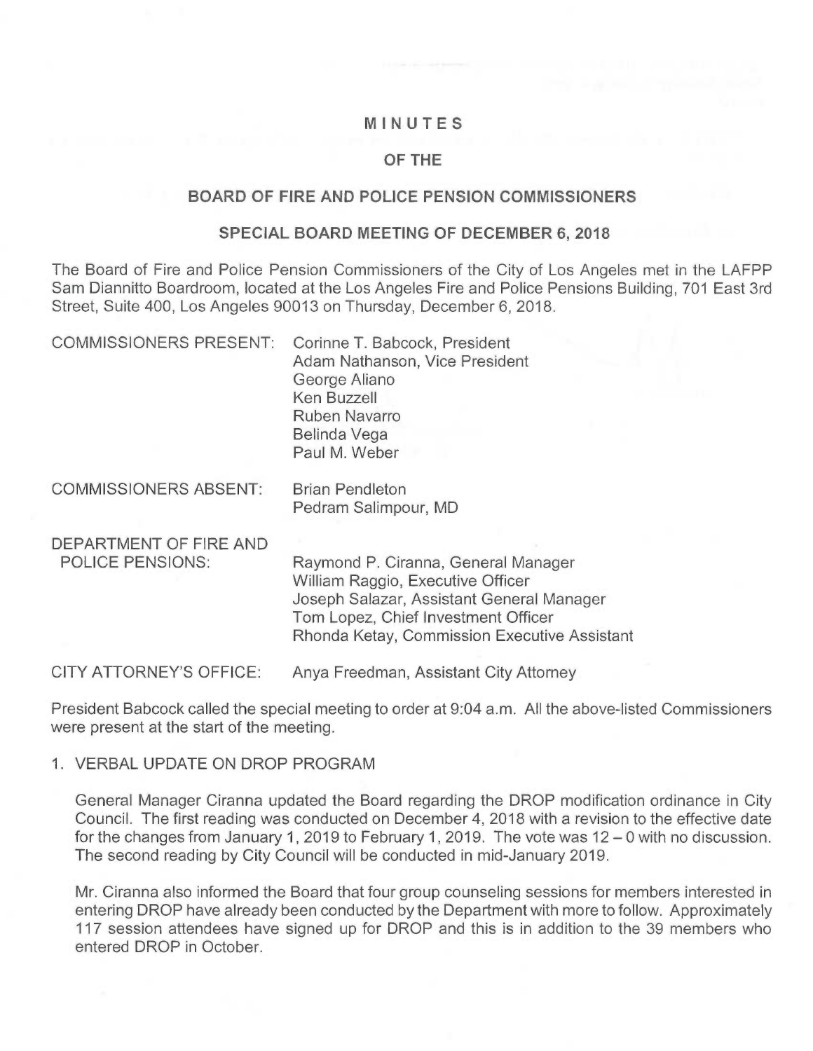# MINUTES

## OF THE

## BOARD OF FIRE AND POLICE PENSION COMMISSIONERS

## SPECIAL BOARD MEETING OF DECEMBER 6, 2018

The Board of Fire and Police Pension Commissioners of the City of Los Angeles met in the LAFPP Sam Diannitto Boardroom, located at the Los Angeles Fire and Police Pensions Building, 701 East 3rd Street, Suite 400, Los Angeles 90013 on Thursday, December 6, 2018.

COMMISSIONERS PRESENT:
- Corinne T. Babcock, President
- Adam Nathanson, Vice President
- George Aliano
- Ken Buzzell
- Ruben Navarro
- Belinda Vega
- Paul M. Weber

COMMISSIONERS ABSENT:
- Brian Pendleton
- Pedram Salimpour, MD

DEPARTMENT OF FIRE AND POLICE PENSIONS:
- Raymond P. Ciranna, General Manager
- William Raggio, Executive Officer
- Joseph Salazar, Assistant General Manager
- Tom Lopez, Chief Investment Officer
- Rhonda Ketay, Commission Executive Assistant

CITY ATTORNEY'S OFFICE: Anya Freedman, Assistant City Attorney

President Babcock called the special meeting to order at 9:04 a.m. All the above-listed Commissioners were present at the start of the meeting.

1. VERBAL UPDATE ON DROP PROGRAM

   General Manager Ciranna updated the Board regarding the DROP modification ordinance in City Council. The first reading was conducted on December 4, 2018 with a revision to the effective date for the changes from January 1, 2019 to February 1, 2019. The vote was 12 – 0 with no discussion. The second reading by City Council will be conducted in mid-January 2019.

   Mr. Ciranna also informed the Board that four group counseling sessions for members interested in entering DROP have already been conducted by the Department with more to follow. Approximately 117 session attendees have signed up for DROP and this is in addition to the 39 members who entered DROP in October.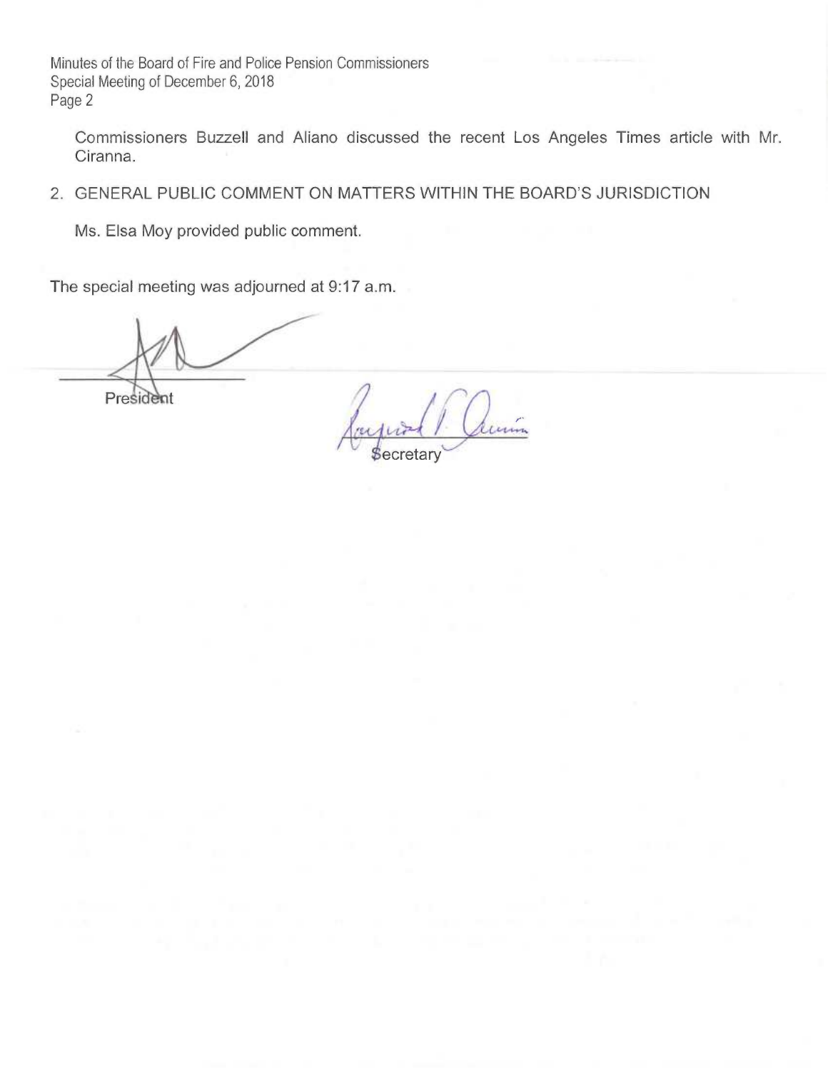Commissioners Buzzell and Aliano discussed the recent Los Angeles Times article with Mr. Ciranna.

2. GENERAL PUBLIC COMMENT ON MATTERS WITHIN THE BOARD'S JURISDICTION

   Ms. Elsa Moy provided public comment.

The special meeting was adjourned at 9:17 a.m.

President

Secretary